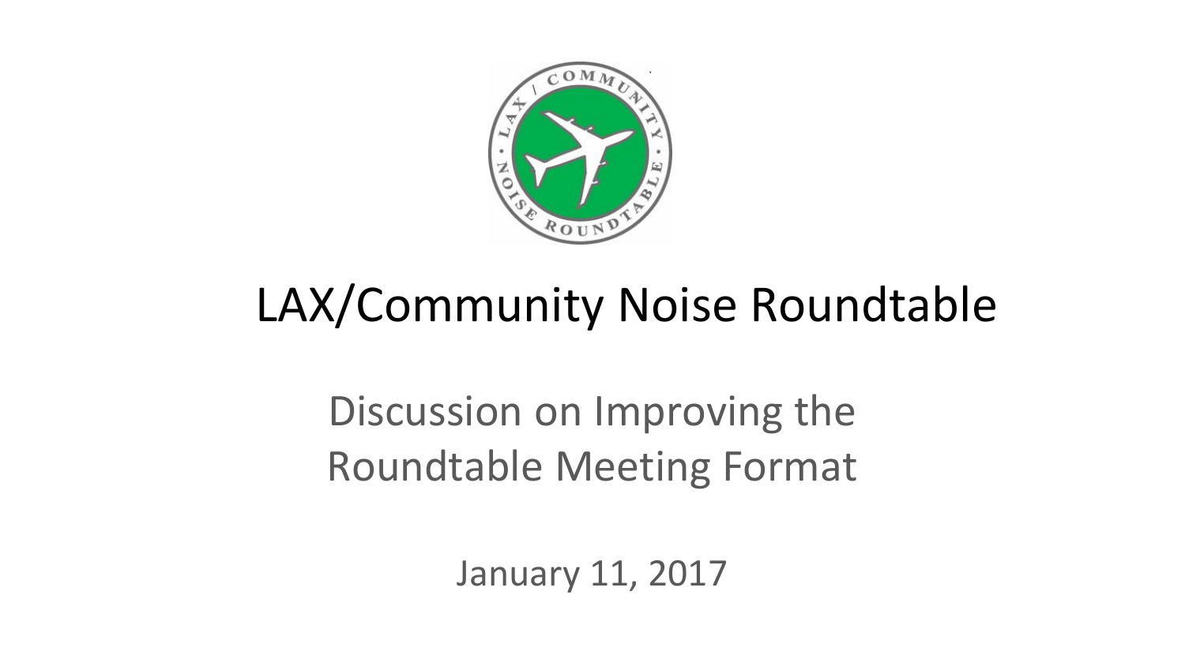# LAX/Community Noise Roundtable

## Discussion on Improving the Roundtable Meeting Format

January 11, 2017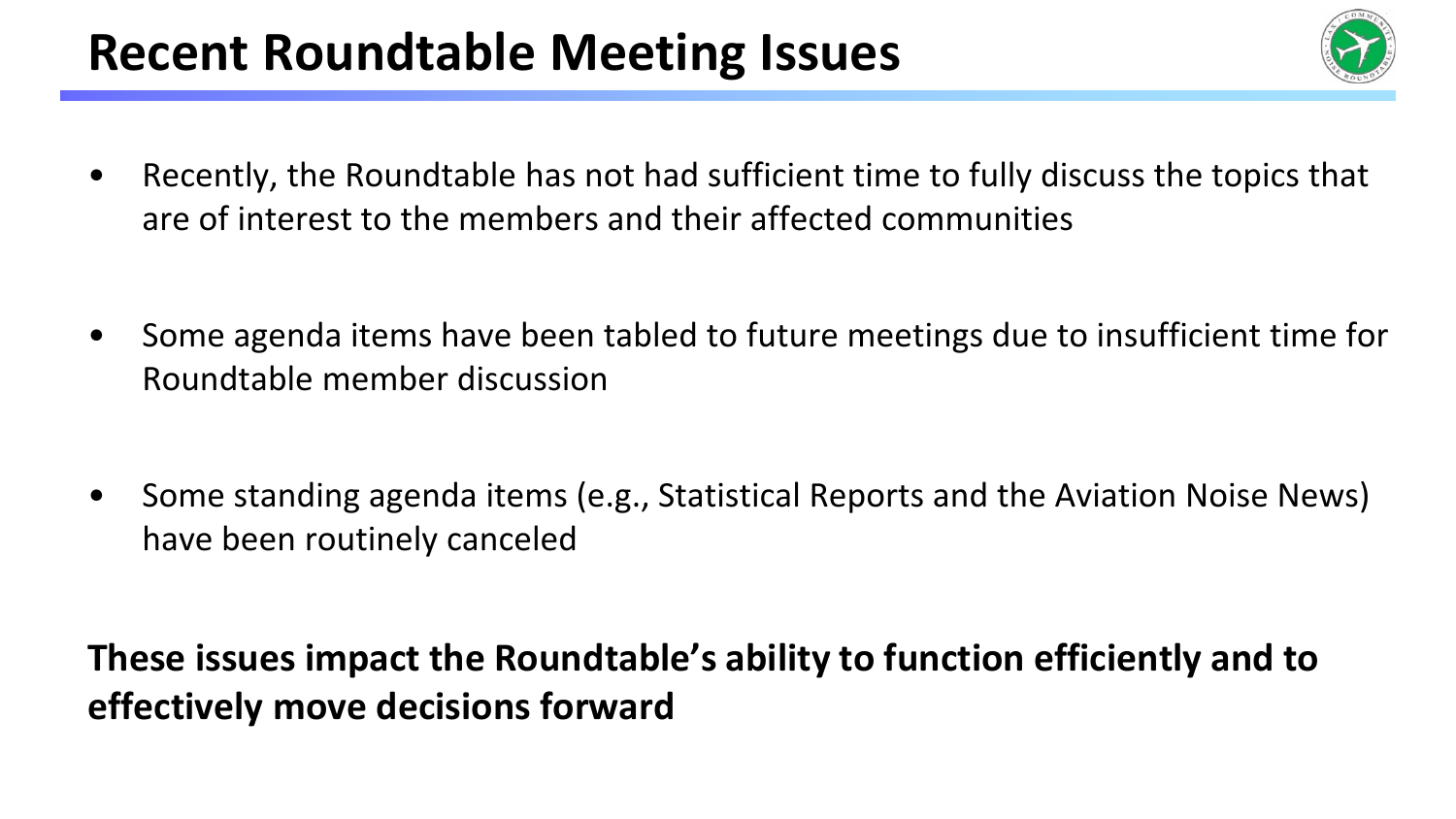# Recent Roundtable Meeting Issues

- Recently, the Roundtable has not had sufficient time to fully discuss the topics that are of interest to the members and their affected communities
- Some agenda items have been tabled to future meetings due to insufficient time for Roundtable member discussion
- Some standing agenda items (e.g., Statistical Reports and the Aviation Noise News) have been routinely canceled

**These issues impact the Roundtable's ability to function efficiently and to effectively move decisions forward**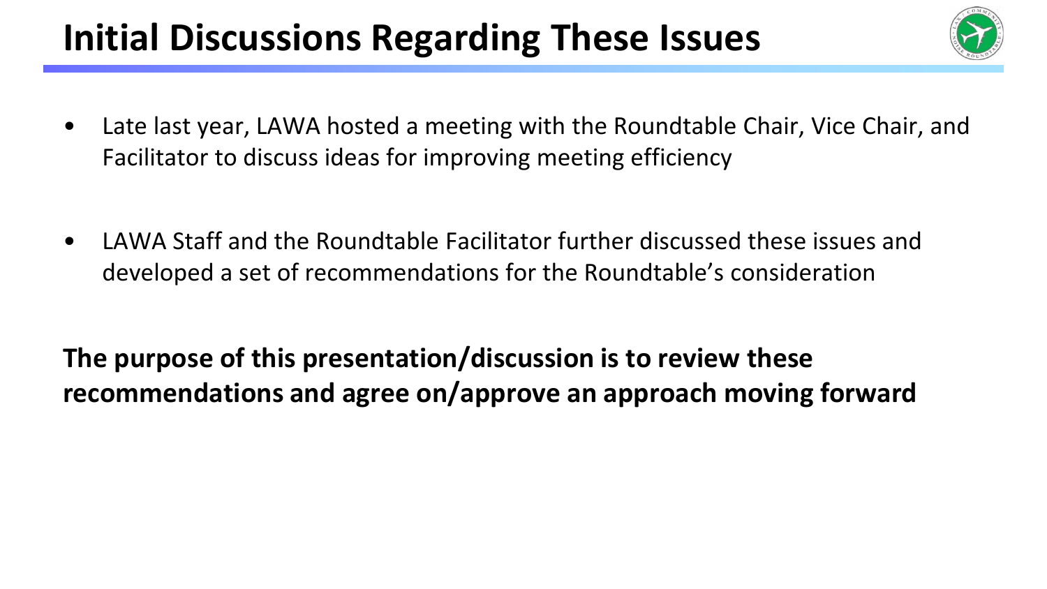# Initial Discussions Regarding These Issues

- Late last year, LAWA hosted a meeting with the Roundtable Chair, Vice Chair, and Facilitator to discuss ideas for improving meeting efficiency

- LAWA Staff and the Roundtable Facilitator further discussed these issues and developed a set of recommendations for the Roundtable's consideration

**The purpose of this presentation/discussion is to review these recommendations and agree on/approve an approach moving forward**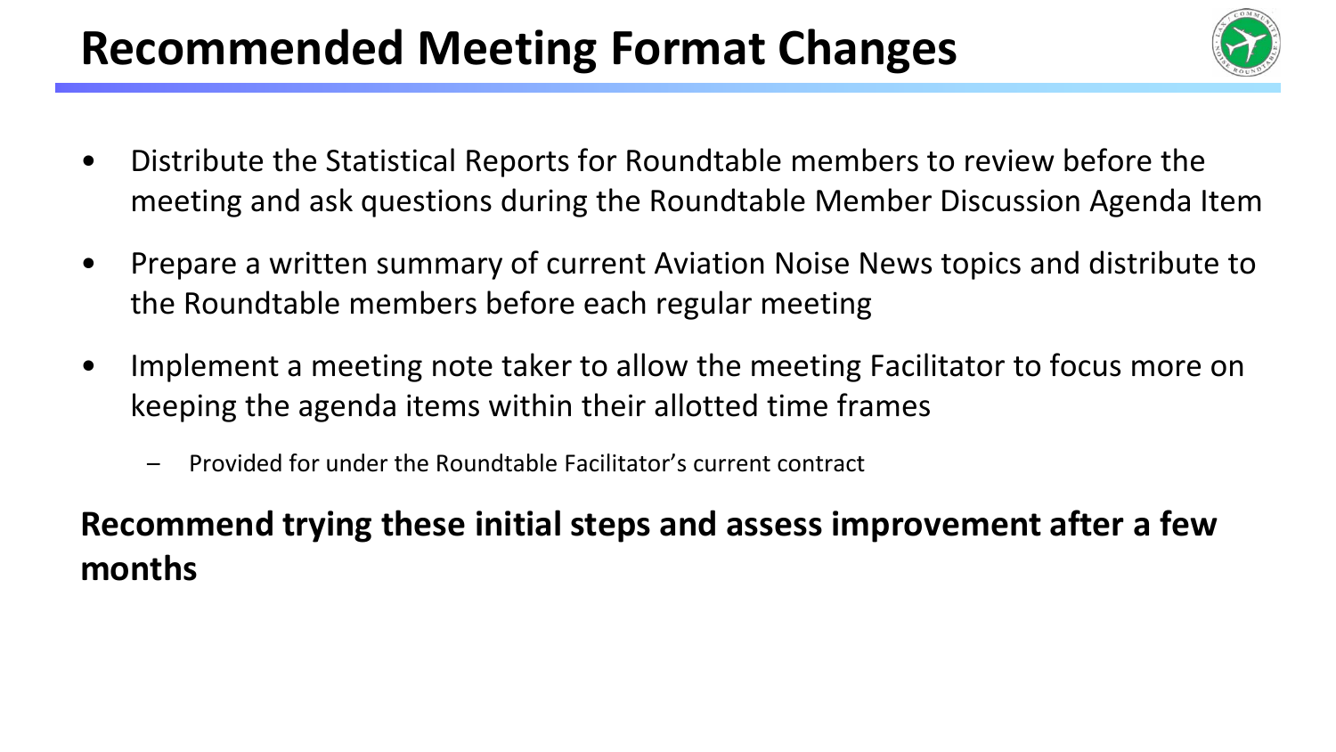# Recommended Meeting Format Changes

- Distribute the Statistical Reports for Roundtable members to review before the meeting and ask questions during the Roundtable Member Discussion Agenda Item
- Prepare a written summary of current Aviation Noise News topics and distribute to the Roundtable members before each regular meeting
- Implement a meeting note taker to allow the meeting Facilitator to focus more on keeping the agenda items within their allotted time frames
  - Provided for under the Roundtable Facilitator's current contract

**Recommend trying these initial steps and assess improvement after a few months**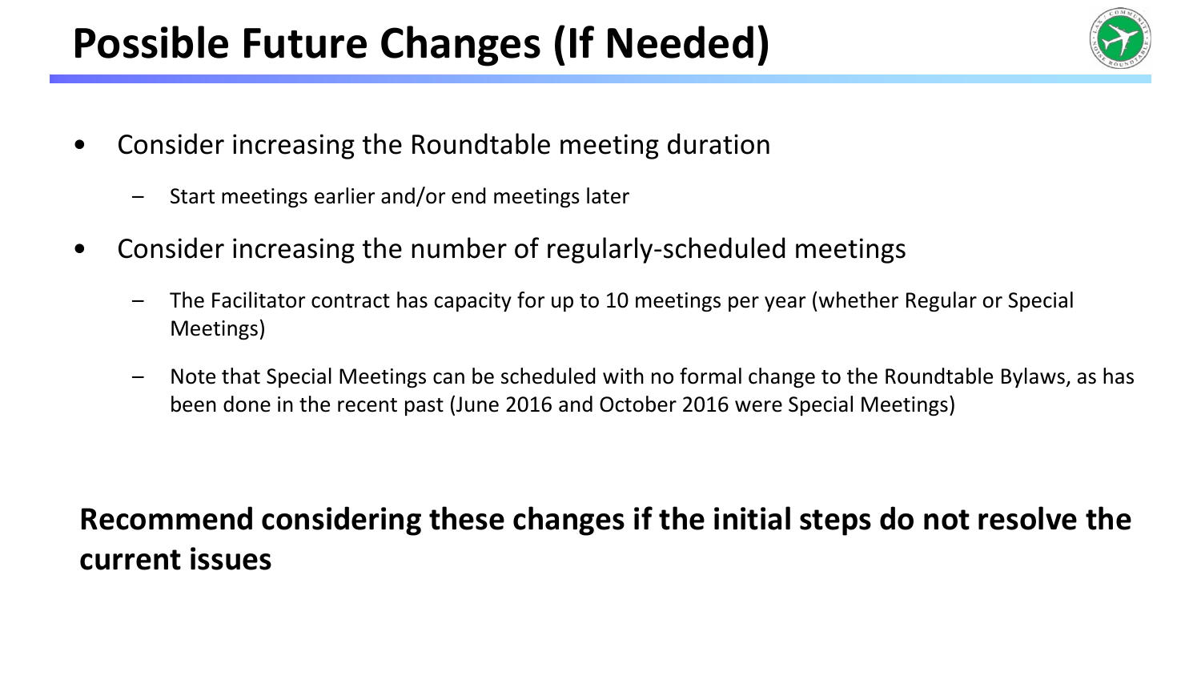# Possible Future Changes (If Needed)

- Consider increasing the Roundtable meeting duration
  - Start meetings earlier and/or end meetings later
- Consider increasing the number of regularly-scheduled meetings
  - The Facilitator contract has capacity for up to 10 meetings per year (whether Regular or Special Meetings)
  - Note that Special Meetings can be scheduled with no formal change to the Roundtable Bylaws, as has been done in the recent past (June 2016 and October 2016 were Special Meetings)

**Recommend considering these changes if the initial steps do not resolve the current issues**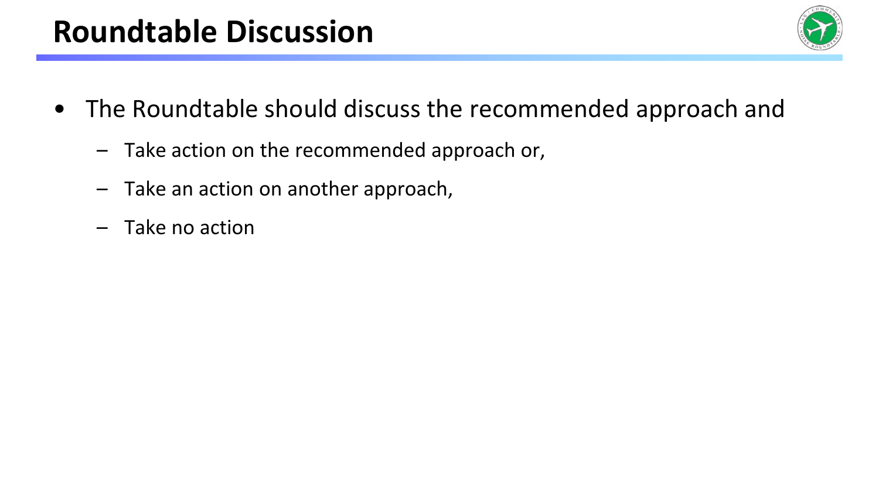# Roundtable Discussion

- The Roundtable should discuss the recommended approach and
  - Take action on the recommended approach or,
  - Take an action on another approach,
  - Take no action